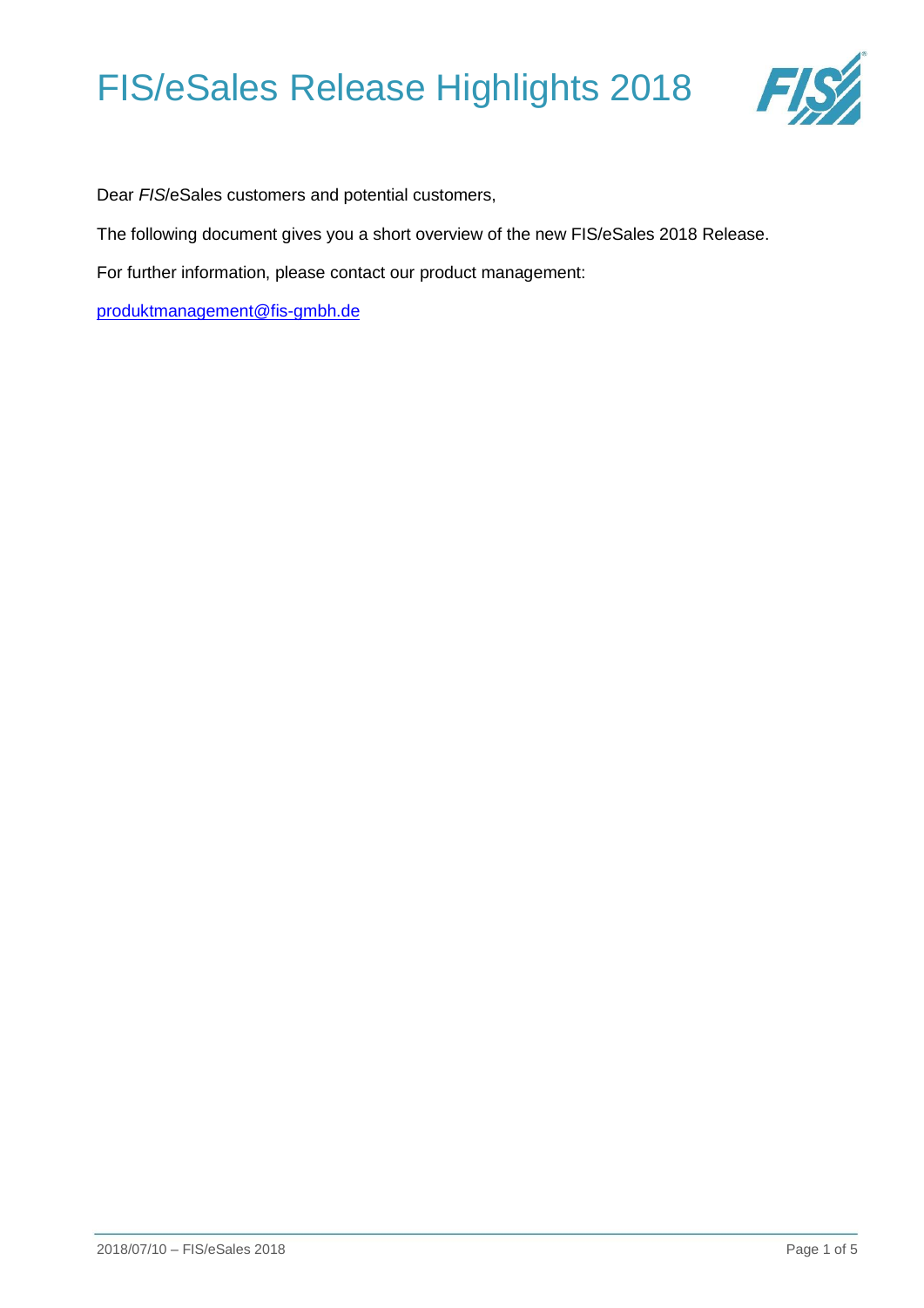# FIS/eSales Release Highlights 2018

Dear *FIS*/eSales customers and potential customers,

The following document gives you a short overview of the new FIS/eSales 2018 Release.

For further information, please contact our product management:

produktmanagement@fis-gmbh.de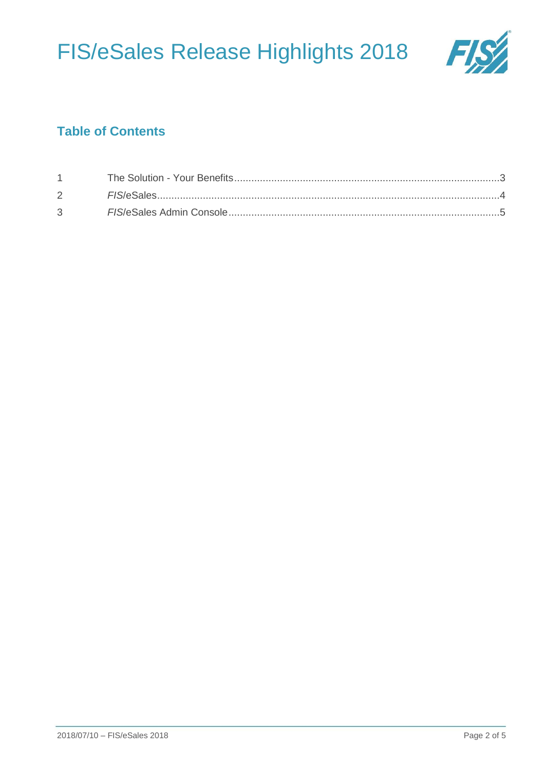## Table of Contents

| | | |
|---|---|---|
| 1 | The Solution - Your Benefits | 3 |
| 2 | *FIS*/eSales | 4 |
| 3 | *FIS*/eSales Admin Console | 5 |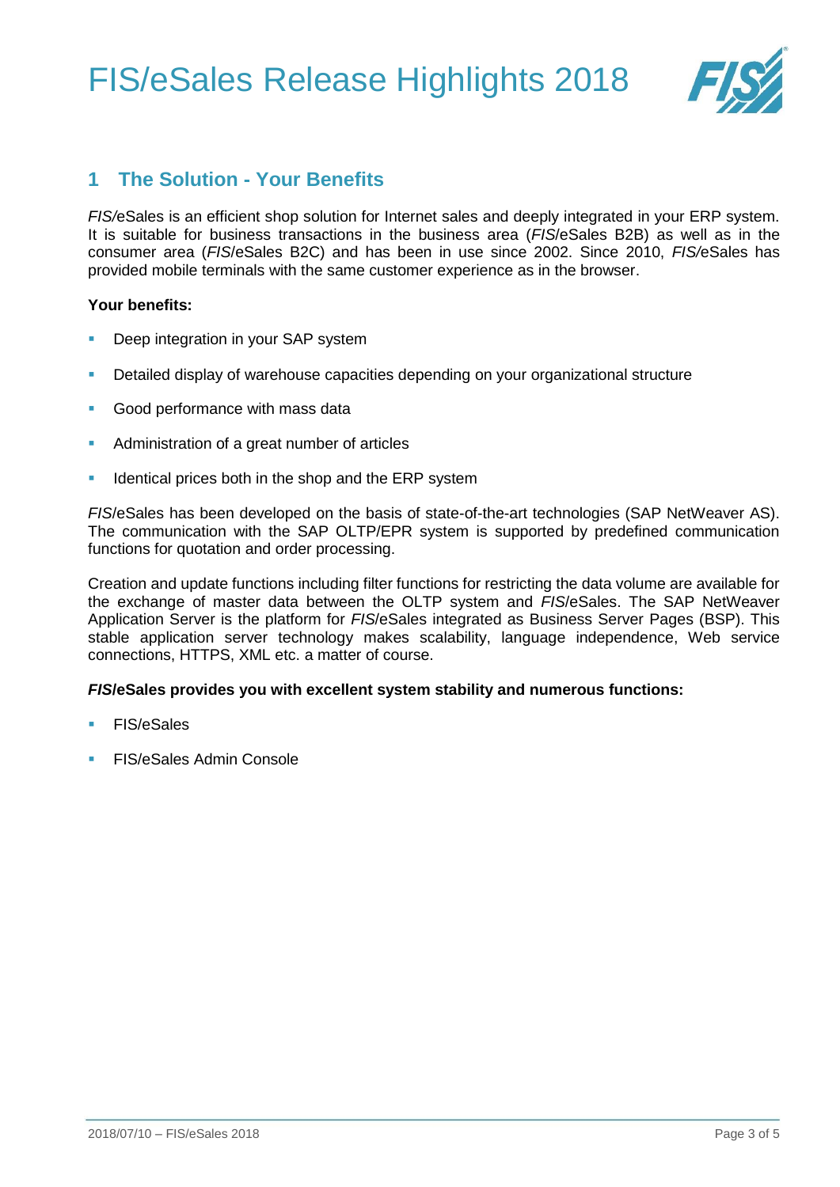## 1 The Solution - Your Benefits

*FIS/*eSales is an efficient shop solution for Internet sales and deeply integrated in your ERP system. It is suitable for business transactions in the business area (*FIS*/eSales B2B) as well as in the consumer area (*FIS*/eSales B2C) and has been in use since 2002. Since 2010, *FIS/*eSales has provided mobile terminals with the same customer experience as in the browser.

**Your benefits:**

- Deep integration in your SAP system
- Detailed display of warehouse capacities depending on your organizational structure
- Good performance with mass data
- Administration of a great number of articles
- Identical prices both in the shop and the ERP system

*FIS*/eSales has been developed on the basis of state-of-the-art technologies (SAP NetWeaver AS). The communication with the SAP OLTP/EPR system is supported by predefined communication functions for quotation and order processing.

Creation and update functions including filter functions for restricting the data volume are available for the exchange of master data between the OLTP system and *FIS*/eSales. The SAP NetWeaver Application Server is the platform for *FIS*/eSales integrated as Business Server Pages (BSP). This stable application server technology makes scalability, language independence, Web service connections, HTTPS, XML etc. a matter of course.

***FIS*/eSales provides you with excellent system stability and numerous functions:**

- FIS/eSales
- FIS/eSales Admin Console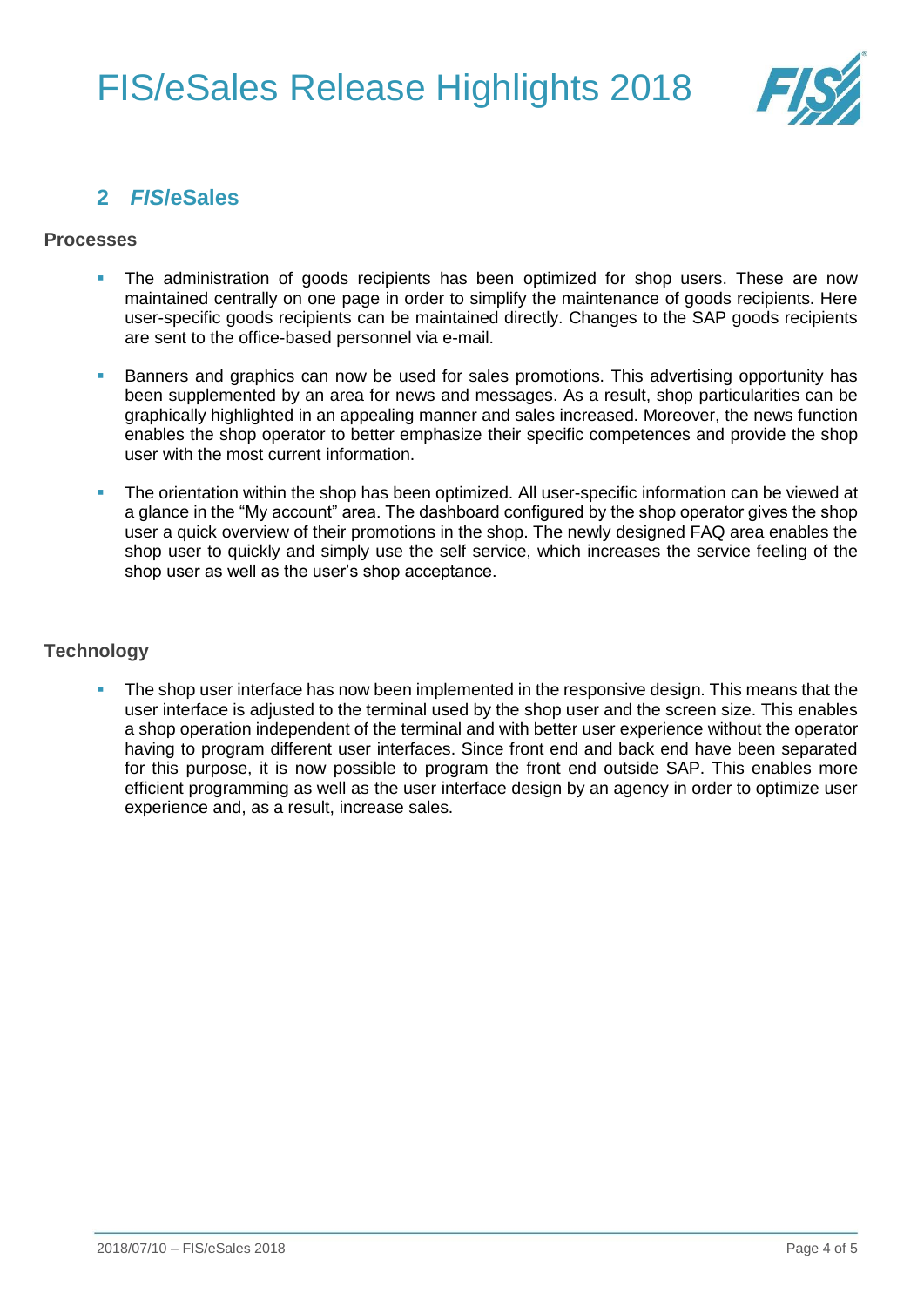## 2 *FIS*/eSales

### Processes

- The administration of goods recipients has been optimized for shop users. These are now maintained centrally on one page in order to simplify the maintenance of goods recipients. Here user-specific goods recipients can be maintained directly. Changes to the SAP goods recipients are sent to the office-based personnel via e-mail.

- Banners and graphics can now be used for sales promotions. This advertising opportunity has been supplemented by an area for news and messages. As a result, shop particularities can be graphically highlighted in an appealing manner and sales increased. Moreover, the news function enables the shop operator to better emphasize their specific competences and provide the shop user with the most current information.

- The orientation within the shop has been optimized. All user-specific information can be viewed at a glance in the "My account" area. The dashboard configured by the shop operator gives the shop user a quick overview of their promotions in the shop. The newly designed FAQ area enables the shop user to quickly and simply use the self service, which increases the service feeling of the shop user as well as the user's shop acceptance.

### Technology

- The shop user interface has now been implemented in the responsive design. This means that the user interface is adjusted to the terminal used by the shop user and the screen size. This enables a shop operation independent of the terminal and with better user experience without the operator having to program different user interfaces. Since front end and back end have been separated for this purpose, it is now possible to program the front end outside SAP. This enables more efficient programming as well as the user interface design by an agency in order to optimize user experience and, as a result, increase sales.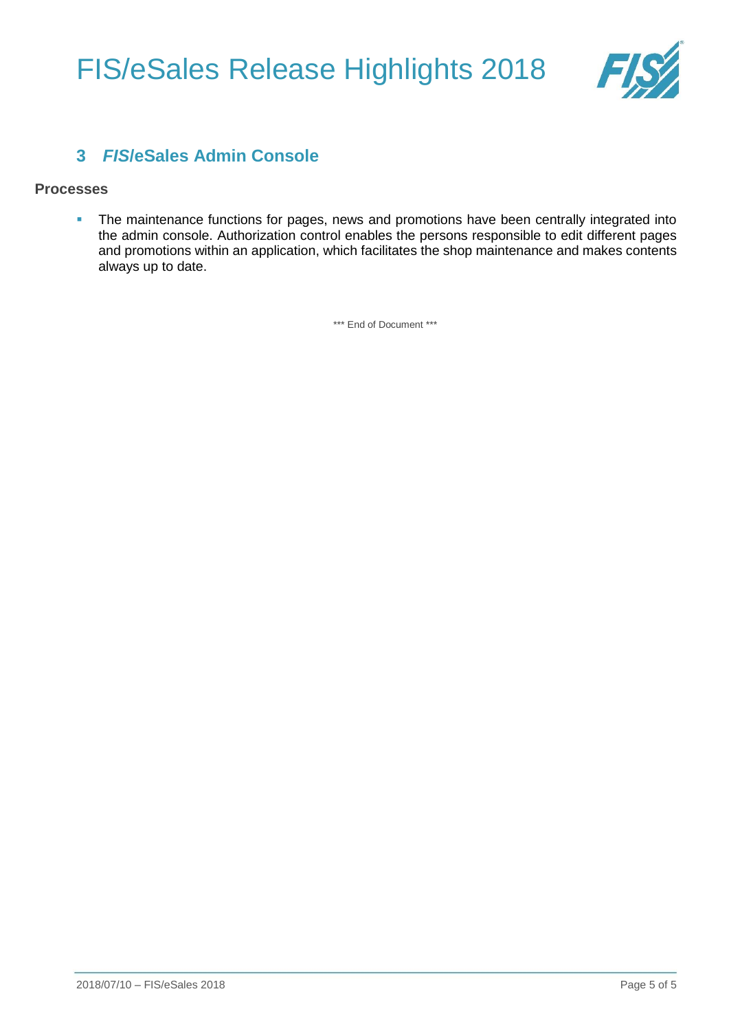## 3 *FIS/*eSales Admin Console

### Processes

- The maintenance functions for pages, news and promotions have been centrally integrated into the admin console. Authorization control enables the persons responsible to edit different pages and promotions within an application, which facilitates the shop maintenance and makes contents always up to date.

*** End of Document ***